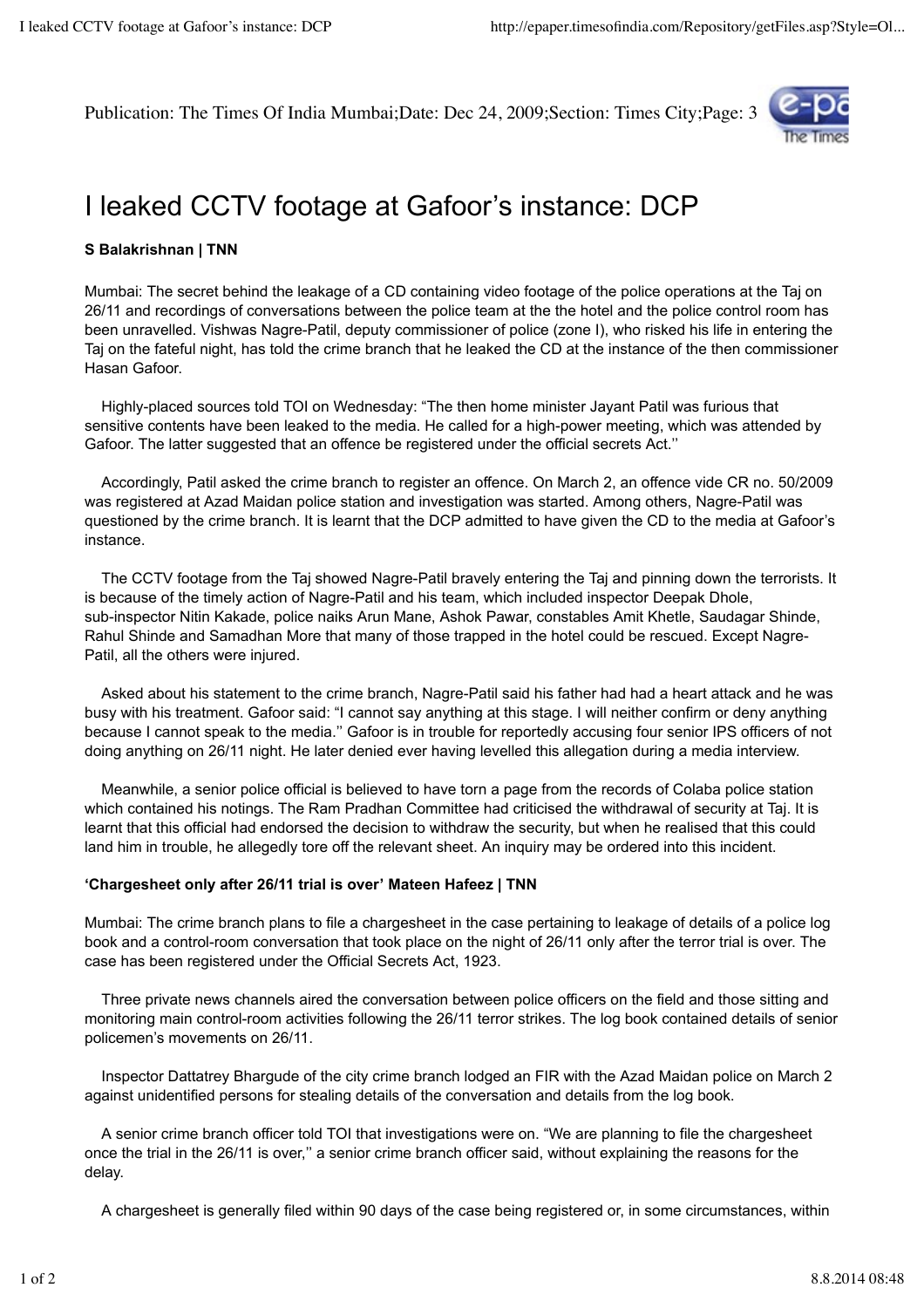Publication: The Times Of India Mumbai;Date: Dec 24, 2009;Section: Times City;Page: 3

# I leaked CCTV footage at Gafoor's instance: DCP

**S Balakrishnan | TNN**

Mumbai: The secret behind the leakage of a CD containing video footage of the police operations at the Taj on 26/11 and recordings of conversations between the police team at the the hotel and the police control room has been unravelled. Vishwas Nagre-Patil, deputy commissioner of police (zone I), who risked his life in entering the Taj on the fateful night, has told the crime branch that he leaked the CD at the instance of the then commissioner Hasan Gafoor.

Highly-placed sources told TOI on Wednesday: "The then home minister Jayant Patil was furious that sensitive contents have been leaked to the media. He called for a high-power meeting, which was attended by Gafoor. The latter suggested that an offence be registered under the official secrets Act.''

Accordingly, Patil asked the crime branch to register an offence. On March 2, an offence vide CR no. 50/2009 was registered at Azad Maidan police station and investigation was started. Among others, Nagre-Patil was questioned by the crime branch. It is learnt that the DCP admitted to have given the CD to the media at Gafoor's instance.

The CCTV footage from the Taj showed Nagre-Patil bravely entering the Taj and pinning down the terrorists. It is because of the timely action of Nagre-Patil and his team, which included inspector Deepak Dhole, sub-inspector Nitin Kakade, police naiks Arun Mane, Ashok Pawar, constables Amit Khetle, Saudagar Shinde, Rahul Shinde and Samadhan More that many of those trapped in the hotel could be rescued. Except Nagre-Patil, all the others were injured.

Asked about his statement to the crime branch, Nagre-Patil said his father had had a heart attack and he was busy with his treatment. Gafoor said: "I cannot say anything at this stage. I will neither confirm or deny anything because I cannot speak to the media.'' Gafoor is in trouble for reportedly accusing four senior IPS officers of not doing anything on 26/11 night. He later denied ever having levelled this allegation during a media interview.

Meanwhile, a senior police official is believed to have torn a page from the records of Colaba police station which contained his notings. The Ram Pradhan Committee had criticised the withdrawal of security at Taj. It is learnt that this official had endorsed the decision to withdraw the security, but when he realised that this could land him in trouble, he allegedly tore off the relevant sheet. An inquiry may be ordered into this incident.

**'Chargesheet only after 26/11 trial is over' Mateen Hafeez | TNN**

Mumbai: The crime branch plans to file a chargesheet in the case pertaining to leakage of details of a police log book and a control-room conversation that took place on the night of 26/11 only after the terror trial is over. The case has been registered under the Official Secrets Act, 1923.

Three private news channels aired the conversation between police officers on the field and those sitting and monitoring main control-room activities following the 26/11 terror strikes. The log book contained details of senior policemen's movements on 26/11.

Inspector Dattatrey Bhargude of the city crime branch lodged an FIR with the Azad Maidan police on March 2 against unidentified persons for stealing details of the conversation and details from the log book.

A senior crime branch officer told TOI that investigations were on. "We are planning to file the chargesheet once the trial in the 26/11 is over,'' a senior crime branch officer said, without explaining the reasons for the delay.

A chargesheet is generally filed within 90 days of the case being registered or, in some circumstances, within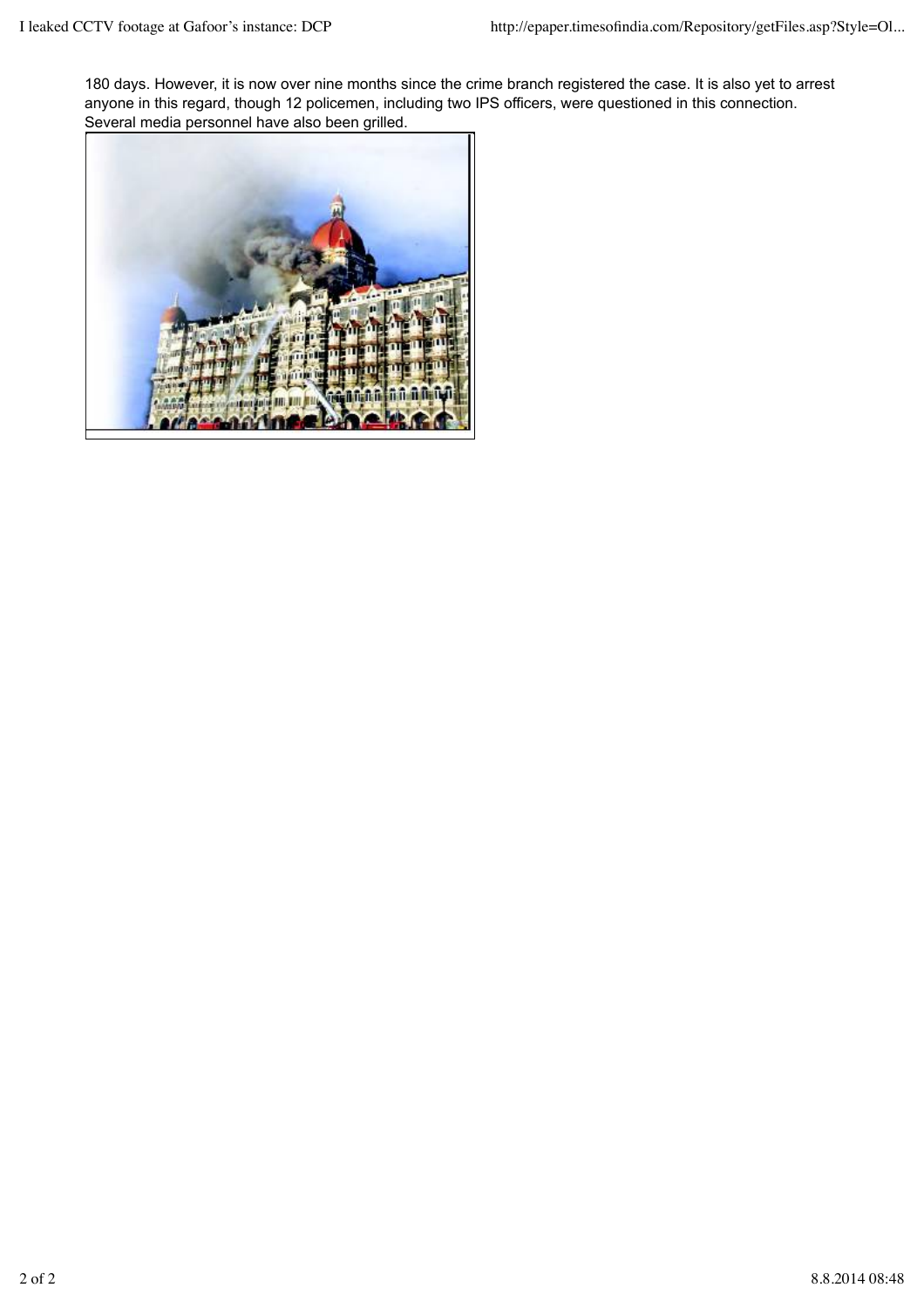180 days. However, it is now over nine months since the crime branch registered the case. It is also yet to arrest anyone in this regard, though 12 policemen, including two IPS officers, were questioned in this connection. Several media personnel have also been grilled.